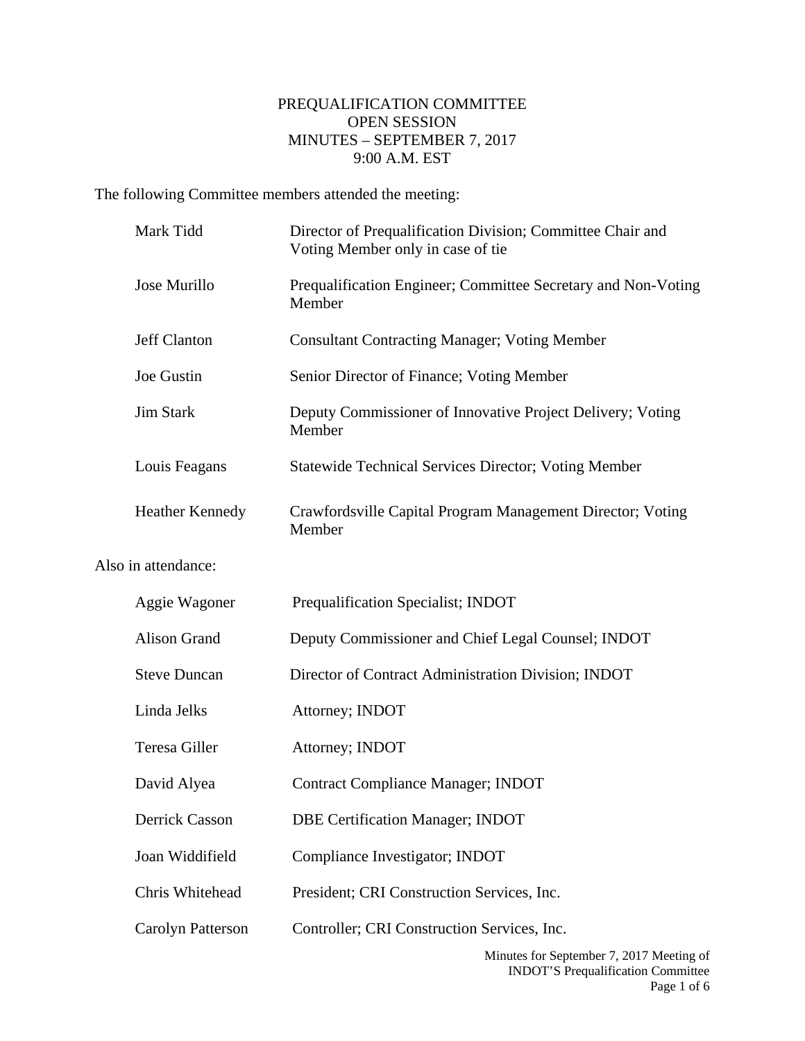# PREQUALIFICATION COMMITTEE
## OPEN SESSION
## MINUTES – SEPTEMBER 7, 2017
## 9:00 A.M. EST

The following Committee members attended the meeting:

| | |
|---|---|
| Mark Tidd | Director of Prequalification Division; Committee Chair and Voting Member only in case of tie |
| Jose Murillo | Prequalification Engineer; Committee Secretary and Non-Voting Member |
| Jeff Clanton | Consultant Contracting Manager; Voting Member |
| Joe Gustin | Senior Director of Finance; Voting Member |
| Jim Stark | Deputy Commissioner of Innovative Project Delivery; Voting Member |
| Louis Feagans | Statewide Technical Services Director; Voting Member |
| Heather Kennedy | Crawfordsville Capital Program Management Director; Voting Member |

Also in attendance:

| | |
|---|---|
| Aggie Wagoner | Prequalification Specialist; INDOT |
| Alison Grand | Deputy Commissioner and Chief Legal Counsel; INDOT |
| Steve Duncan | Director of Contract Administration Division; INDOT |
| Linda Jelks | Attorney; INDOT |
| Teresa Giller | Attorney; INDOT |
| David Alyea | Contract Compliance Manager; INDOT |
| Derrick Casson | DBE Certification Manager; INDOT |
| Joan Widdifield | Compliance Investigator; INDOT |
| Chris Whitehead | President; CRI Construction Services, Inc. |
| Carolyn Patterson | Controller; CRI Construction Services, Inc. |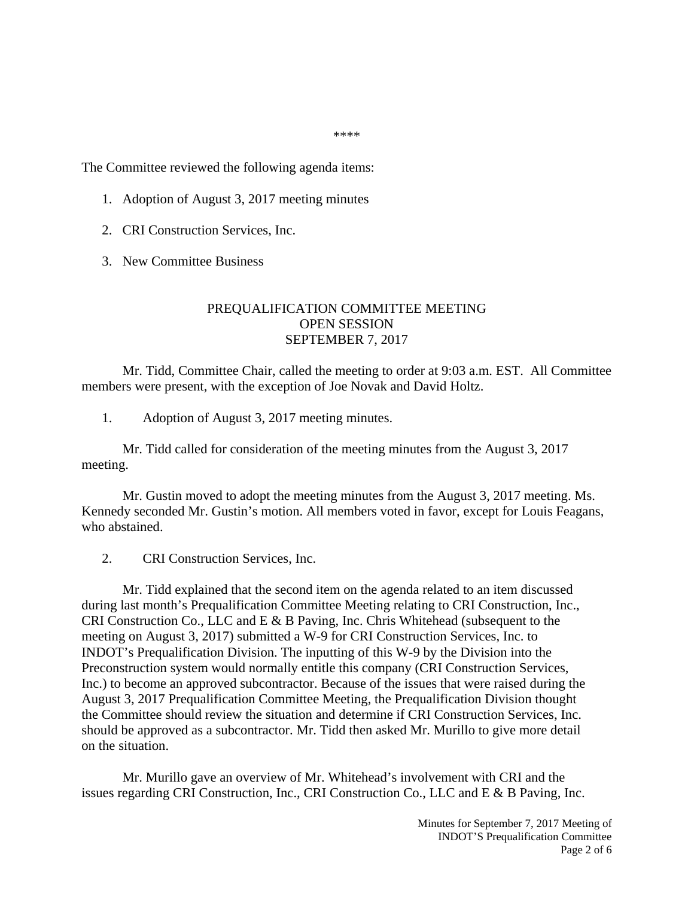****

The Committee reviewed the following agenda items:

1. Adoption of August 3, 2017 meeting minutes
2. CRI Construction Services, Inc.
3. New Committee Business

## PREQUALIFICATION COMMITTEE MEETING
## OPEN SESSION
## SEPTEMBER 7, 2017

Mr. Tidd, Committee Chair, called the meeting to order at 9:03 a.m. EST. All Committee members were present, with the exception of Joe Novak and David Holtz.

1. Adoption of August 3, 2017 meeting minutes.

Mr. Tidd called for consideration of the meeting minutes from the August 3, 2017 meeting.

Mr. Gustin moved to adopt the meeting minutes from the August 3, 2017 meeting. Ms. Kennedy seconded Mr. Gustin's motion. All members voted in favor, except for Louis Feagans, who abstained.

2. CRI Construction Services, Inc.

Mr. Tidd explained that the second item on the agenda related to an item discussed during last month's Prequalification Committee Meeting relating to CRI Construction, Inc., CRI Construction Co., LLC and E & B Paving, Inc. Chris Whitehead (subsequent to the meeting on August 3, 2017) submitted a W-9 for CRI Construction Services, Inc. to INDOT's Prequalification Division. The inputting of this W-9 by the Division into the Preconstruction system would normally entitle this company (CRI Construction Services, Inc.) to become an approved subcontractor. Because of the issues that were raised during the August 3, 2017 Prequalification Committee Meeting, the Prequalification Division thought the Committee should review the situation and determine if CRI Construction Services, Inc. should be approved as a subcontractor. Mr. Tidd then asked Mr. Murillo to give more detail on the situation.

Mr. Murillo gave an overview of Mr. Whitehead's involvement with CRI and the issues regarding CRI Construction, Inc., CRI Construction Co., LLC and E & B Paving, Inc.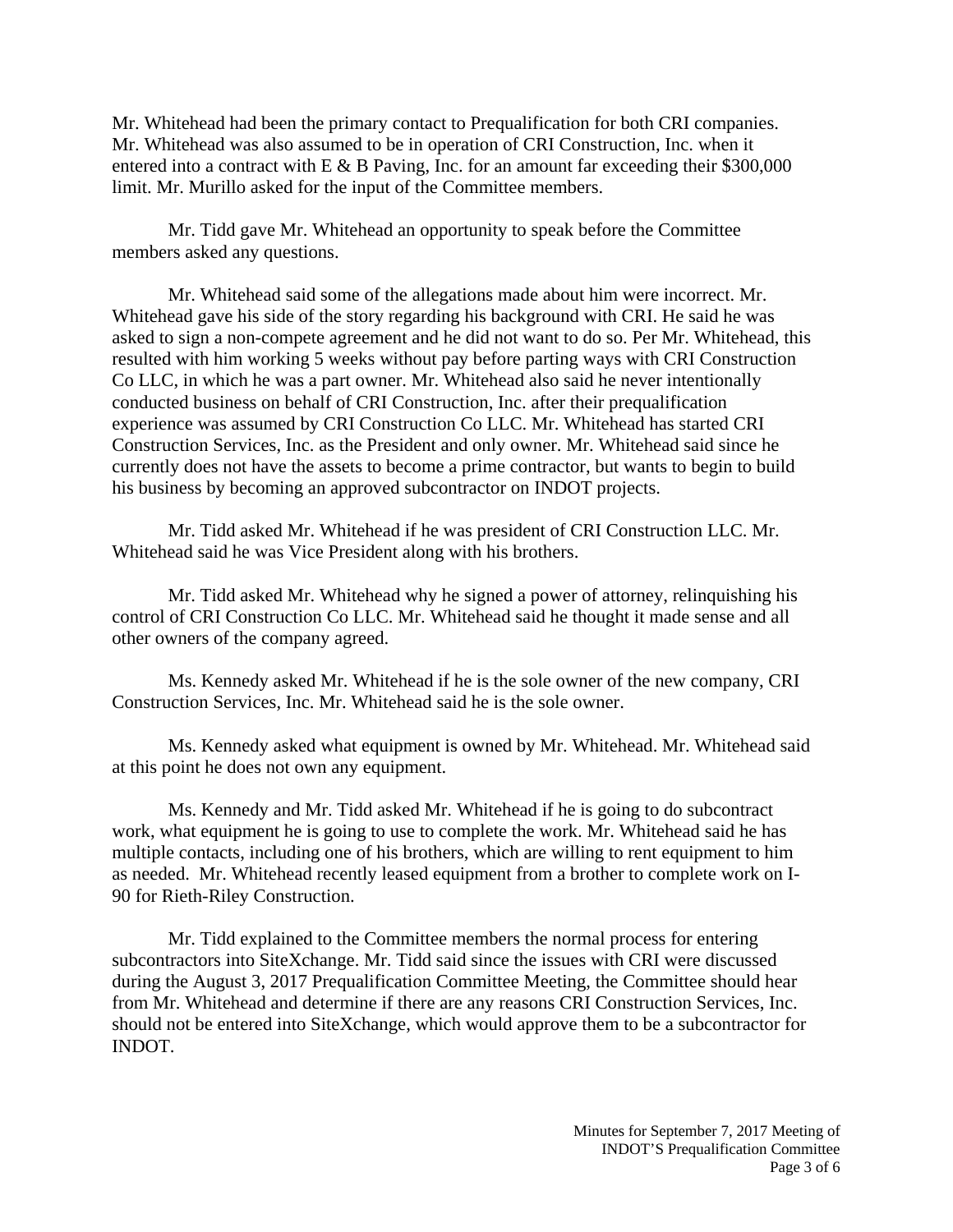Mr. Whitehead had been the primary contact to Prequalification for both CRI companies. Mr. Whitehead was also assumed to be in operation of CRI Construction, Inc. when it entered into a contract with E & B Paving, Inc. for an amount far exceeding their $300,000 limit. Mr. Murillo asked for the input of the Committee members.

Mr. Tidd gave Mr. Whitehead an opportunity to speak before the Committee members asked any questions.

Mr. Whitehead said some of the allegations made about him were incorrect. Mr. Whitehead gave his side of the story regarding his background with CRI. He said he was asked to sign a non-compete agreement and he did not want to do so. Per Mr. Whitehead, this resulted with him working 5 weeks without pay before parting ways with CRI Construction Co LLC, in which he was a part owner. Mr. Whitehead also said he never intentionally conducted business on behalf of CRI Construction, Inc. after their prequalification experience was assumed by CRI Construction Co LLC. Mr. Whitehead has started CRI Construction Services, Inc. as the President and only owner. Mr. Whitehead said since he currently does not have the assets to become a prime contractor, but wants to begin to build his business by becoming an approved subcontractor on INDOT projects.

Mr. Tidd asked Mr. Whitehead if he was president of CRI Construction LLC. Mr. Whitehead said he was Vice President along with his brothers.

Mr. Tidd asked Mr. Whitehead why he signed a power of attorney, relinquishing his control of CRI Construction Co LLC. Mr. Whitehead said he thought it made sense and all other owners of the company agreed.

Ms. Kennedy asked Mr. Whitehead if he is the sole owner of the new company, CRI Construction Services, Inc. Mr. Whitehead said he is the sole owner.

Ms. Kennedy asked what equipment is owned by Mr. Whitehead. Mr. Whitehead said at this point he does not own any equipment.

Ms. Kennedy and Mr. Tidd asked Mr. Whitehead if he is going to do subcontract work, what equipment he is going to use to complete the work. Mr. Whitehead said he has multiple contacts, including one of his brothers, which are willing to rent equipment to him as needed. Mr. Whitehead recently leased equipment from a brother to complete work on I-90 for Rieth-Riley Construction.

Mr. Tidd explained to the Committee members the normal process for entering subcontractors into SiteXchange. Mr. Tidd said since the issues with CRI were discussed during the August 3, 2017 Prequalification Committee Meeting, the Committee should hear from Mr. Whitehead and determine if there are any reasons CRI Construction Services, Inc. should not be entered into SiteXchange, which would approve them to be a subcontractor for INDOT.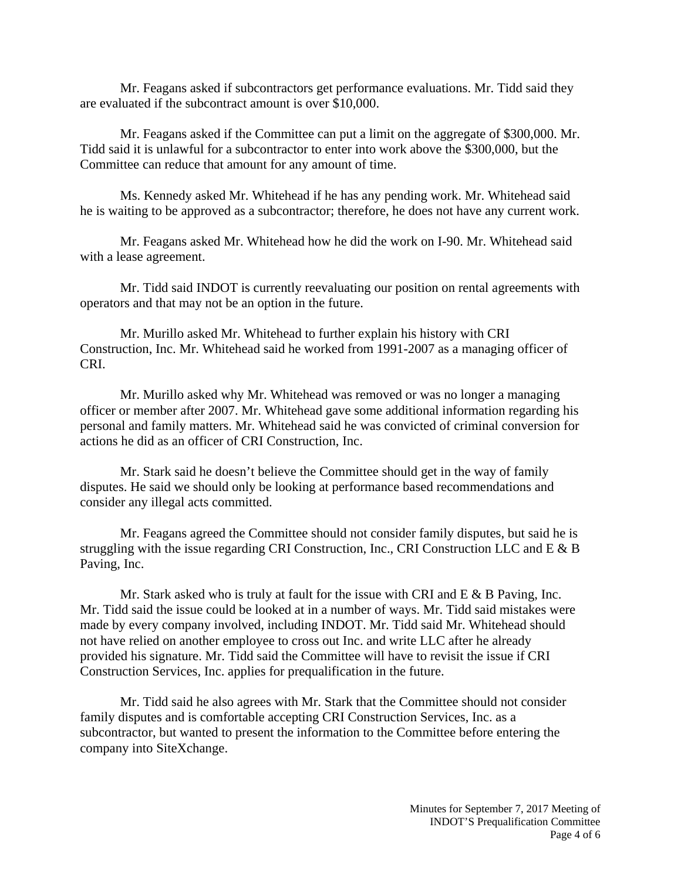Mr. Feagans asked if subcontractors get performance evaluations. Mr. Tidd said they are evaluated if the subcontract amount is over $10,000.

Mr. Feagans asked if the Committee can put a limit on the aggregate of $300,000. Mr. Tidd said it is unlawful for a subcontractor to enter into work above the $300,000, but the Committee can reduce that amount for any amount of time.

Ms. Kennedy asked Mr. Whitehead if he has any pending work. Mr. Whitehead said he is waiting to be approved as a subcontractor; therefore, he does not have any current work.

Mr. Feagans asked Mr. Whitehead how he did the work on I-90. Mr. Whitehead said with a lease agreement.

Mr. Tidd said INDOT is currently reevaluating our position on rental agreements with operators and that may not be an option in the future.

Mr. Murillo asked Mr. Whitehead to further explain his history with CRI Construction, Inc. Mr. Whitehead said he worked from 1991-2007 as a managing officer of CRI.

Mr. Murillo asked why Mr. Whitehead was removed or was no longer a managing officer or member after 2007. Mr. Whitehead gave some additional information regarding his personal and family matters. Mr. Whitehead said he was convicted of criminal conversion for actions he did as an officer of CRI Construction, Inc.

Mr. Stark said he doesn't believe the Committee should get in the way of family disputes. He said we should only be looking at performance based recommendations and consider any illegal acts committed.

Mr. Feagans agreed the Committee should not consider family disputes, but said he is struggling with the issue regarding CRI Construction, Inc., CRI Construction LLC and E & B Paving, Inc.

Mr. Stark asked who is truly at fault for the issue with CRI and E & B Paving, Inc. Mr. Tidd said the issue could be looked at in a number of ways. Mr. Tidd said mistakes were made by every company involved, including INDOT. Mr. Tidd said Mr. Whitehead should not have relied on another employee to cross out Inc. and write LLC after he already provided his signature. Mr. Tidd said the Committee will have to revisit the issue if CRI Construction Services, Inc. applies for prequalification in the future.

Mr. Tidd said he also agrees with Mr. Stark that the Committee should not consider family disputes and is comfortable accepting CRI Construction Services, Inc. as a subcontractor, but wanted to present the information to the Committee before entering the company into SiteXchange.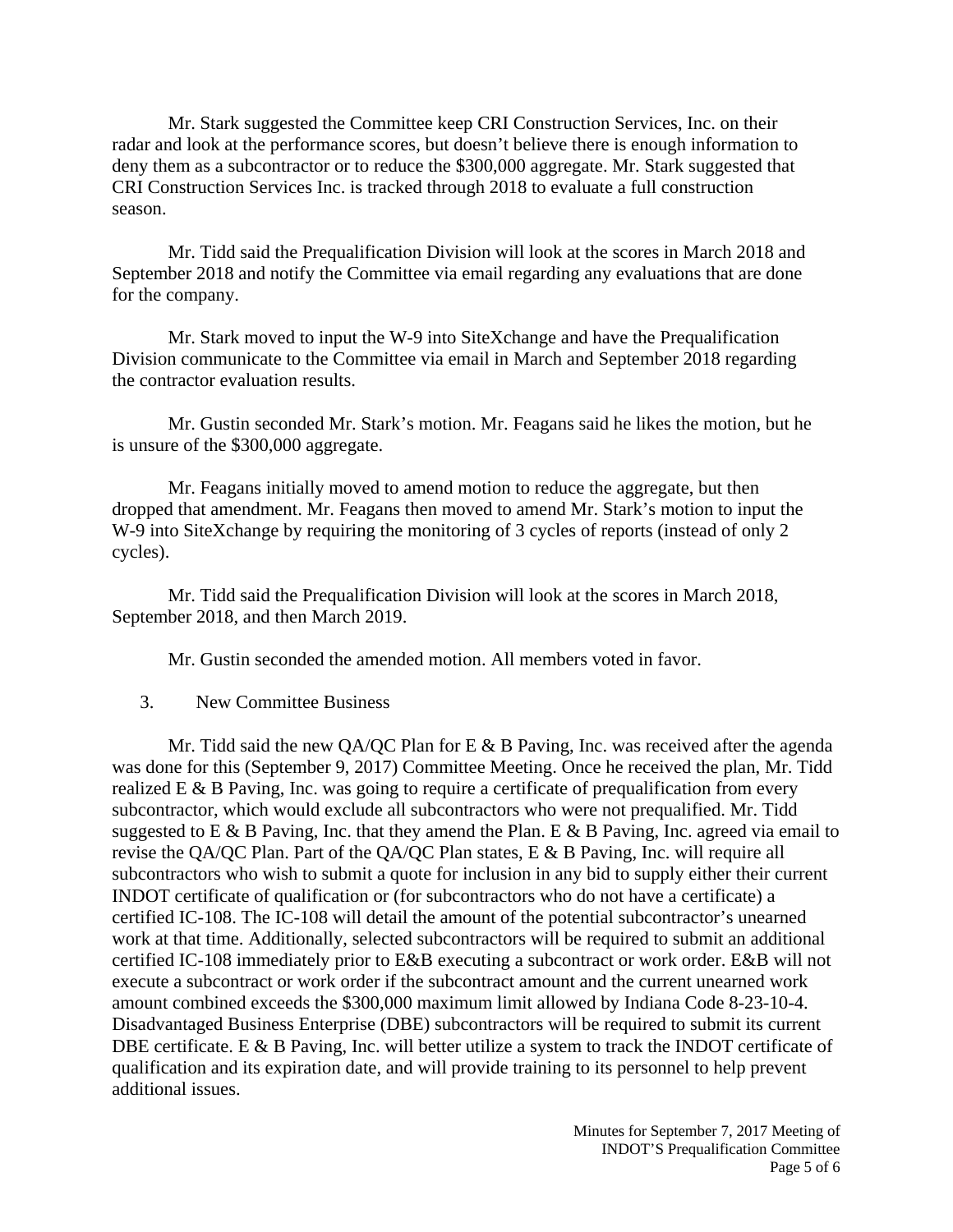Mr. Stark suggested the Committee keep CRI Construction Services, Inc. on their radar and look at the performance scores, but doesn't believe there is enough information to deny them as a subcontractor or to reduce the $300,000 aggregate. Mr. Stark suggested that CRI Construction Services Inc. is tracked through 2018 to evaluate a full construction season.

Mr. Tidd said the Prequalification Division will look at the scores in March 2018 and September 2018 and notify the Committee via email regarding any evaluations that are done for the company.

Mr. Stark moved to input the W-9 into SiteXchange and have the Prequalification Division communicate to the Committee via email in March and September 2018 regarding the contractor evaluation results.

Mr. Gustin seconded Mr. Stark's motion. Mr. Feagans said he likes the motion, but he is unsure of the $300,000 aggregate.

Mr. Feagans initially moved to amend motion to reduce the aggregate, but then dropped that amendment. Mr. Feagans then moved to amend Mr. Stark's motion to input the W-9 into SiteXchange by requiring the monitoring of 3 cycles of reports (instead of only 2 cycles).

Mr. Tidd said the Prequalification Division will look at the scores in March 2018, September 2018, and then March 2019.

Mr. Gustin seconded the amended motion. All members voted in favor.

3. New Committee Business

Mr. Tidd said the new QA/QC Plan for E & B Paving, Inc. was received after the agenda was done for this (September 9, 2017) Committee Meeting. Once he received the plan, Mr. Tidd realized E & B Paving, Inc. was going to require a certificate of prequalification from every subcontractor, which would exclude all subcontractors who were not prequalified. Mr. Tidd suggested to E & B Paving, Inc. that they amend the Plan. E & B Paving, Inc. agreed via email to revise the QA/QC Plan. Part of the QA/QC Plan states, E & B Paving, Inc. will require all subcontractors who wish to submit a quote for inclusion in any bid to supply either their current INDOT certificate of qualification or (for subcontractors who do not have a certificate) a certified IC-108. The IC-108 will detail the amount of the potential subcontractor's unearned work at that time. Additionally, selected subcontractors will be required to submit an additional certified IC-108 immediately prior to E&B executing a subcontract or work order. E&B will not execute a subcontract or work order if the subcontract amount and the current unearned work amount combined exceeds the $300,000 maximum limit allowed by Indiana Code 8-23-10-4. Disadvantaged Business Enterprise (DBE) subcontractors will be required to submit its current DBE certificate. E & B Paving, Inc. will better utilize a system to track the INDOT certificate of qualification and its expiration date, and will provide training to its personnel to help prevent additional issues.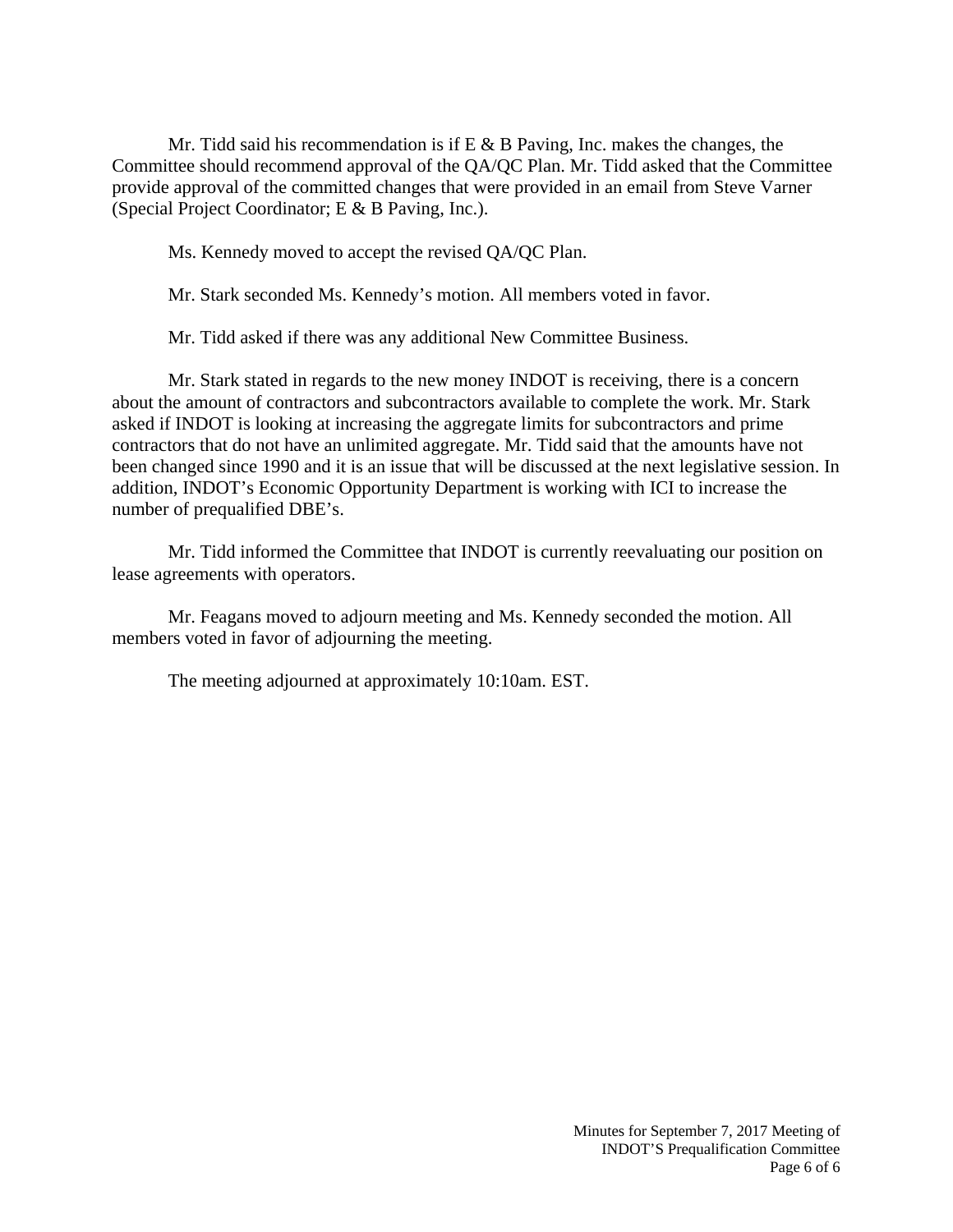Mr. Tidd said his recommendation is if E & B Paving, Inc. makes the changes, the Committee should recommend approval of the QA/QC Plan. Mr. Tidd asked that the Committee provide approval of the committed changes that were provided in an email from Steve Varner (Special Project Coordinator; E & B Paving, Inc.).

Ms. Kennedy moved to accept the revised QA/QC Plan.

Mr. Stark seconded Ms. Kennedy's motion. All members voted in favor.

Mr. Tidd asked if there was any additional New Committee Business.

Mr. Stark stated in regards to the new money INDOT is receiving, there is a concern about the amount of contractors and subcontractors available to complete the work. Mr. Stark asked if INDOT is looking at increasing the aggregate limits for subcontractors and prime contractors that do not have an unlimited aggregate. Mr. Tidd said that the amounts have not been changed since 1990 and it is an issue that will be discussed at the next legislative session. In addition, INDOT's Economic Opportunity Department is working with ICI to increase the number of prequalified DBE's.

Mr. Tidd informed the Committee that INDOT is currently reevaluating our position on lease agreements with operators.

Mr. Feagans moved to adjourn meeting and Ms. Kennedy seconded the motion. All members voted in favor of adjourning the meeting.

The meeting adjourned at approximately 10:10am. EST.